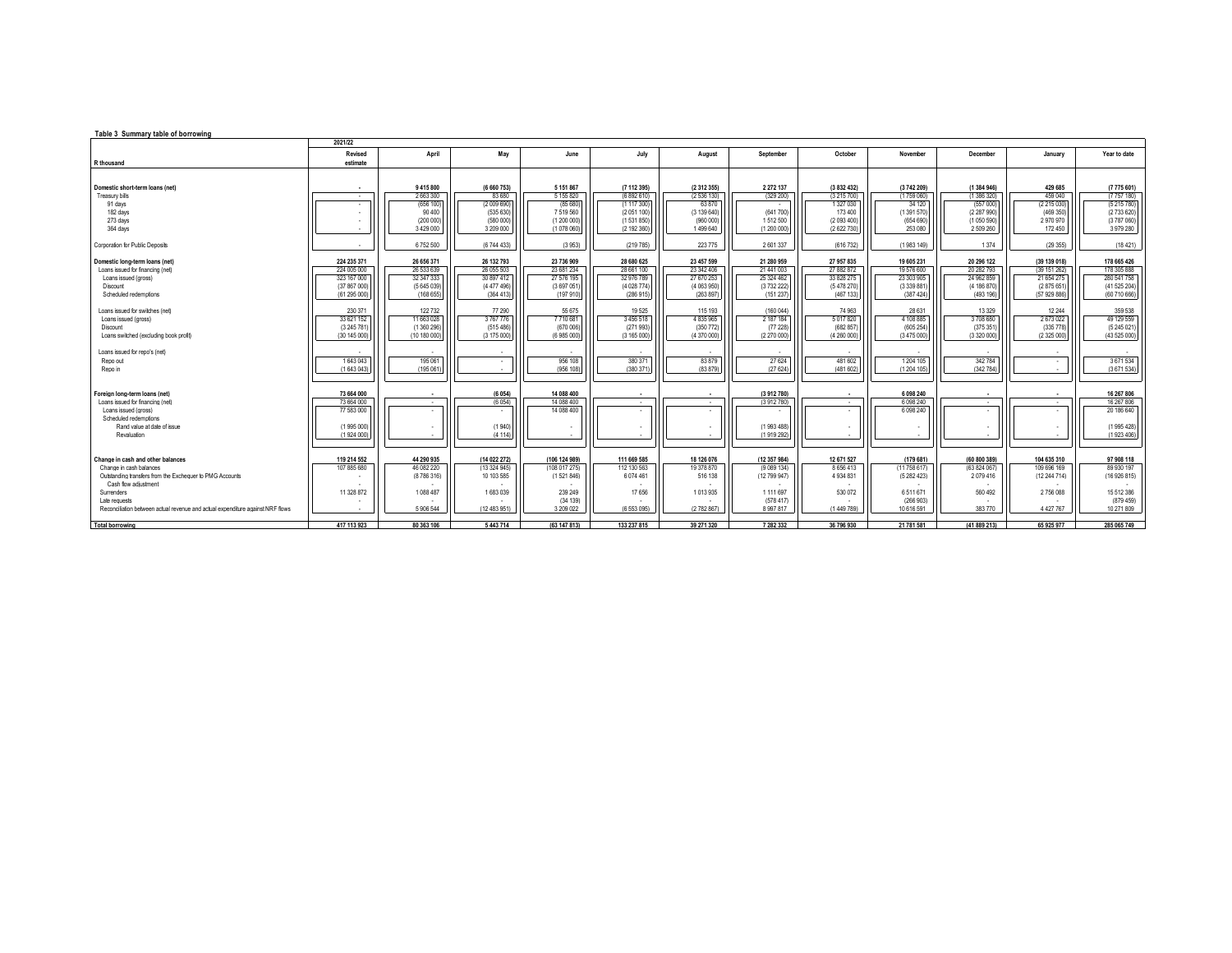**Table 3 Summary table of borrowing**

| R thousand | 2021/22 Revised estimate | April | May | June | July | August | September | October | November | December | January | Year to date |
|---|---|---|---|---|---|---|---|---|---|---|---|---|
| **Domestic short-term loans (net)** | **-** | **9 415 800** | **(6 660 753)** | **5 151 867** | **(7 112 395)** | **(2 312 355)** | **2 272 137** | **(3 832 432)** | **(3 742 209)** | **(1 384 946)** | **429 685** | **(7 775 601)** |
| Treasury bills | - | 2 663 300 | 83 680 | 5 155 820 | (6 892 610) | (2 536 130) | (329 200) | (3 215 700) | (1 759 060) | (1 386 320) | 459 040 | (7 757 180) |
| 91 days | - | (656 100) | (2 009 890) | (85 680) | (1 117 300) | 63 870 | - | 1 327 030 | 34 120 | (557 000) | (2 215 030) | (5 215 760) |
| 182 days | - | 90 400 | (535 630) | 7 519 560 | (2 051 100) | (3 139 640) | (641 700) | 173 400 | (1 391 570) | (2 287 990) | (469 350) | (2 733 620) |
| 273 days | - | (200 000) | (580 000) | (1 200 000) | (1 531 850) | (960 000) | 1 512 500 | (2 093 400) | (654 690) | (1 050 590) | 2 970 970 | (3 787 060) |
| 364 days | - | 3 429 000 | 3 209 000 | (1 078 060) | (2 192 360) | 1 499 640 | (1 200 000) | (2 622 730) | 253 080 | 2 509 260 | 172 450 | 3 979 280 |
| Corporation for Public Deposits | - | 6 752 500 | (6 744 433) | (3 953) | (219 785) | 223 775 | 2 601 337 | (616 732) | (1 983 149) | 1 374 | (29 355) | (18 421) |
| **Domestic long-term loans (net)** | **224 235 371** | **26 656 371** | **26 132 793** | **23 736 909** | **28 680 625** | **23 457 599** | **21 280 959** | **27 957 835** | **19 605 231** | **20 296 122** | **(39 139 018)** | **178 665 426** |
| Loans issued for financing (net) | 224 005 000 | 26 533 639 | 26 055 503 | 23 681 234 | 28 661 100 | 23 342 406 | 21 441 003 | 27 882 872 | 19 576 600 | 20 282 793 | (39 151 262) | 178 305 888 |
| Loans issued (gross) | 323 167 000 | 32 347 333 | 30 897 412 | 27 576 195 | 32 976 789 | 27 670 253 | 25 324 462 | 33 828 275 | 23 303 905 | 24 962 859 | 21 654 275 | 280 541 758 |
| Discount | (37 867 000) | (5 645 039) | (4 477 496) | (3 697 051) | (4 028 774) | (4 063 950) | (3 732 222) | (5 478 270) | (3 339 881) | (4 186 870) | (2 875 651) | (41 525 204) |
| Scheduled redemptions | (61 295 000) | (168 655) | (364 413) | (197 910) | (286 915) | (263 897) | (151 237) | (467 133) | (387 424) | (493 196) | (57 929 886) | (60 710 666) |
| Loans issued for switches (net) | 230 371 | 122 732 | 77 290 | 55 675 | 19 525 | 115 193 | (160 044) | 74 963 | 28 631 | 13 329 | 12 244 | 359 538 |
| Loans issued (gross) | 33 621 152 | 11 663 028 | 3 767 776 | 7 710 681 | 3 456 518 | 4 835 965 | 2 187 184 | 5 017 820 | 4 108 885 | 3 708 680 | 2 673 022 | 49 129 559 |
| Discount | (3 245 781) | (1 360 296) | (515 486) | (670 006) | (271 993) | (350 772) | (77 228) | (682 857) | (605 254) | (375 351) | (335 778) | (5 245 021) |
| Loans switched (excluding book profit) | (30 145 000) | (10 180 000) | (3 175 000) | (6 985 000) | (3 165 000) | (4 370 000) | (2 270 000) | (4 260 000) | (3 475 000) | (3 320 000) | (2 325 000) | (43 525 000) |
| Loans issued for repo's (net) | - | - | - | - | - | - | - | - | - | - | - | - |
| Repo out | 1 643 043 | 195 061 | - | 956 108 | 380 371 | 83 879 | 27 624 | 481 602 | 1 204 105 | 342 784 | - | 3 671 534 |
| Repo in | (1 643 043) | (195 061) | - | (956 108) | (380 371) | (83 879) | (27 624) | (481 602) | (1 204 105) | (342 784) | - | (3 671 534) |
| **Foreign long-term loans (net)** | **73 664 000** | **-** | **(6 054)** | **14 088 400** | **-** | **-** | **(3 912 780)** | **-** | **6 098 240** | **-** | **-** | **16 267 806** |
| Loans issued for financing (net) | 73 664 000 | - | (6 054) | 14 088 400 | - | - | (3 912 780) | - | 6 098 240 | - | - | 16 267 806 |
| Loans issued (gross) | 77 583 000 | - | - | 14 088 400 | - | - | - | - | 6 098 240 | - | - | 20 186 640 |
| Scheduled redemptions | | | | | | | | | | | | |
| Rand value at date of issue | (1 995 000) | - | (1 940) | - | - | - | (1 993 488) | - | - | - | - | (1 995 428) |
| Revaluation | (1 924 000) | - | (4 114) | - | - | - | (1 919 292) | - | - | - | - | (1 923 406) |
| **Change in cash and other balances** | **119 214 552** | **44 290 935** | **(14 022 272)** | **(106 124 989)** | **111 669 585** | **18 126 076** | **(12 357 964)** | **12 671 527** | **(179 681)** | **(60 800 389)** | **104 635 310** | **97 908 118** |
| Change in cash balances | 107 885 680 | 46 082 220 | (13 324 945) | (108 017 275) | 112 130 563 | 19 378 870 | (9 089 134) | 8 656 413 | (11 758 617) | (63 824 067) | 109 696 169 | 89 930 197 |
| Outstanding transfers from the Exchequer to PMG Accounts | - | (8 786 316) | 10 103 585 | (1 521 846) | 6 074 461 | 516 138 | (12 799 947) | 4 934 831 | (5 282 423) | 2 079 416 | (12 244 714) | (16 926 815) |
| Cash flow adjustment | - | - | - | - | - | - | - | - | - | - | - | - |
| Surrenders | 11 328 872 | 1 088 487 | 1 683 039 | 239 249 | 17 656 | 1 013 935 | 1 111 697 | 530 072 | 6 511 671 | 560 492 | 2 756 088 | 15 512 386 |
| Late requests | - | - | - | (34 139) | - | - | (578 417) | - | (266 903) | - | - | (879 459) |
| Reconciliation between actual revenue and actual expenditure against NRF flows | - | 5 906 544 | (12 483 951) | 3 209 022 | (6 553 095) | (2 782 867) | 8 997 817 | (1 449 789) | 10 616 591 | 383 770 | 4 427 767 | 10 271 809 |
| **Total borrowing** | **417 113 923** | **80 363 106** | **5 443 714** | **(63 147 813)** | **133 237 815** | **39 271 320** | **7 282 332** | **36 796 930** | **21 781 581** | **(41 889 213)** | **65 925 977** | **285 065 749** |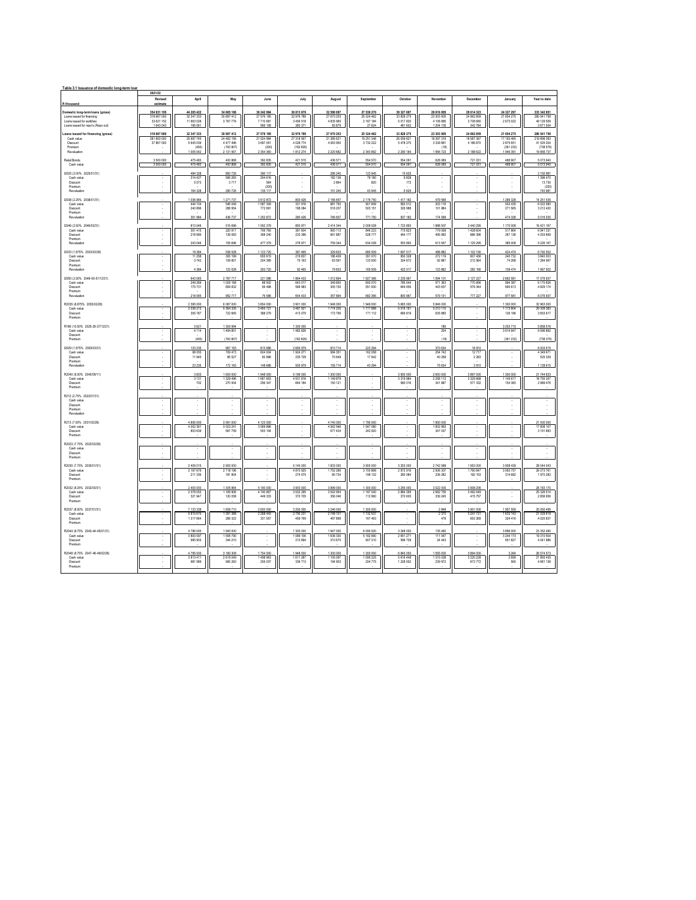**Table 3.1 Issuance of domestic long-term loan**

| R thousand | 2021/22 Revised estimate | April | May | June | July | August | September | October | November | December | January | Year to date |
|---|---|---|---|---|---|---|---|---|---|---|---|---|
| **Domestic long-term loans (gross)** | **354 931 195** | **44 205 422** | **34 665 188** | **36 242 984** | **36 813 670** | **32 590 097** | **27 538 270** | **39 327 697** | **28 616 895** | **28 614 323** | **24 327 297** | **333 342 851** |
| Loans issued for financing | 319 667 000 | 32 347 333 | 30 897 412 | 27 576 195 | 32 976 789 | 27 670 253 | 25 324 462 | 33 828 275 | 23 303 905 | 24 962 859 | 21 654 275 | 280 541 758 |
| Loans issued for switches | 33 621 152 | 11 663 028 | 3 767 776 | 7 710 681 | 3 456 518 | 4 835 965 | 2 187 184 | 5 017 820 | 4 108 885 | 3 708 680 | 2 673 022 | 49 129 559 |
| Loans issued for repo's (Repo out) | 1 643 043 | 195 061 | - | 956 108 | 380 371 | 83 879 | 27 624 | 481 602 | 1 204 105 | 342 784 | - | 3 671 534 |
| **Loans issued for financing (gross)** | **319 667 000** | **32 347 333** | **30 897 412** | **27 576 195** | **32 976 789** | **27 670 253** | **25 324 462** | **33 828 275** | **23 303 905** | **24 962 859** | **21 654 275** | **280 541 758** |
| Cash value | 281 800 000 | 25 697 745 | 24 482 156 | 21 524 984 | 27 318 587 | 21 385 621 | 19 251 348 | 26 058 621 | 18 397 319 | 18 587 367 | 17 193 465 | 219 896 283 |
| Discount | 37 867 000 | 5 645 039 | 4 477 496 | 3 697 051 | 4 028 774 | 4 063 950 | 3 732 222 | 5 478 270 | 3 339 881 | 4 186 870 | 2 875 651 | 41 525 204 |
| Premium | - | (493) | (193 807) | (200) | (182 826) | - | - | - | (18) | - | (361 232) | (738 576) |
| Revaluation | - | 1 005 042 | 2 131 567 | 2 354 360 | 1 812 274 | 2 220 682 | 2 340 892 | 2 290 184 | 1 566 723 | 2 188 622 | 1 946 391 | 19 856 737 |
| Retail Bonds | 3 500 000 | 475 483 | 460 868 | 392 835 | 421 515 | 436 571 | 554 570 | 554 091 | 628 089 | 721 031 | 488 907 | 5 073 940 |
| Cash value | 3 500 000 | 475 483 | 460 868 | 392 835 | 421 515 | 436 571 | 554 570 | 554 091 | 628 089 | 721 031 | 488 907 | 5 073 940 |
| I2025 (2.00% 2025/01/31) | - | 484 328 | 880 726 | 390 117 | - | 286 240 | 123 945 | 15 625 | - | - | - | 2 150 981 |
| Cash value | - | 314 427 | 586 283 | 254 616 | - | 182 136 | 79 180 | 9 828 | - | - | - | 1 396 470 |
| Discount | - | 5 573 | 3 717 | 584 | - | 2 864 | 820 | 172 | - | - | - | 13 730 |
| Premium | - | - | - | (200) | - | - | - | - | - | - | - | (200) |
| Revaluation | - | 164 328 | 290 726 | 135 117 | - | 101 240 | 43 945 | 5 625 | - | - | - | 740 981 |
| I2038 (2.25% 2038/01/31) | - | 1 036 984 | 1 271 737 | 3 612 872 | 800 426 | 2 166 657 | 2 176 750 | 1 417 182 | 479 599 | - | 1 289 328 | 14 251 535 |
| Cash value | - | 444 104 | 546 048 | 1 587 309 | 331 916 | 881 783 | 901 849 | 583 012 | 203 116 | - | 543 435 | 6 022 580 |
| Discount | - | 240 896 | 288 954 | 772 691 | 188 084 | 518 207 | 503 151 | 326 988 | 101 884 | - | 271 565 | 3 212 420 |
| Premium | - | - | - | - | - | - | - | - | - | - | - | - |
| Revaluation | - | 351 984 | 436 737 | 1 252 872 | 280 426 | 766 667 | 771 750 | 507 182 | 174 599 | - | 474 328 | 5 016 535 |
| I2046 (2.50% 2046/03/31) | - | 813 046 | 515 696 | 1 552 379 | 893 971 | 2 414 344 | 2 009 028 | 1 723 693 | 1 888 507 | 3 440 295 | 1 170 008 | 16 421 167 |
| Cash value | - | 351 415 | 220 917 | 706 760 | 381 604 | 993 113 | 846 223 | 715 823 | 779 008 | 1 428 604 | 517 864 | 6 941 331 |
| Discount | - | 218 585 | 139 083 | 368 240 | 233 396 | 661 887 | 528 777 | 454 177 | 495 992 | 886 396 | 267 136 | 4 253 669 |
| Premium | - | - | - | - | - | - | - | - | - | - | - | - |
| Revaluation | - | 243 046 | 155 696 | 477 379 | 278 971 | 759 344 | 634 028 | 553 693 | 613 507 | 1 125 295 | 385 008 | 5 226 167 |
| I2033 (1.875% 2033/02/28) | - | 19 384 | 538 528 | 1 123 720 | 387 465 | 329 833 | 682 509 | 1 697 517 | 488 882 | 1 102 190 | 424 474 | 6 792 502 |
| Cash value | - | 11 258 | 305 199 | 655 615 | 219 837 | 186 409 | 391 070 | 950 328 | 272 119 | 607 436 | 240 732 | 3 840 003 |
| Discount | - | 3 742 | 109 801 | 204 385 | 75 163 | 63 591 | 123 930 | 324 672 | 92 881 | 212 564 | 74 268 | 1 284 997 |
| Premium | - | - | - | - | - | - | - | - | - | - | - | - |
| Revaluation | - | 4 384 | 123 528 | 263 720 | 92 465 | 79 833 | 165 509 | 422 517 | 123 882 | 282 190 | 109 474 | 1 667 502 |
| I2050 (2.50% 2049-50-51/12/31) | - | 643 065 | 2 787 717 | 221 586 | 1 864 433 | 1 012 694 | 1 927 366 | 2 235 967 | 1 594 101 | 2 127 227 | 2 662 581 | 17 076 937 |
| Cash value | - | 249 269 | 1 025 168 | 88 502 | 643 017 | 349 650 | 693 070 | 785 544 | 571 363 | 770 656 | 994 387 | 6 170 626 |
| Discount | - | 175 731 | 809 832 | 56 498 | 566 983 | 305 150 | 551 930 | 649 456 | 443 637 | 579 344 | 690 613 | 4 829 174 |
| Premium | - | - | - | - | - | - | - | - | - | - | - | - |
| Revaluation | - | 218 065 | 952 717 | 76 586 | 654 433 | 357 894 | 682 366 | 800 967 | 579 101 | 777 227 | 977 581 | 6 076 937 |
| R2035 (8.875% 2035/02/28) | - | 2 395 000 | 6 087 000 | 3 854 000 | 3 901 000 | 1 948 000 | 1 949 000 | 5 683 000 | 5 846 000 | - | 1 300 000 | 32 963 000 |
| Cash value | - | 2 039 213 | 5 364 335 | 3 465 721 | 3 487 921 | 1 774 205 | 1 777 888 | 5 016 181 | 5 210 115 | - | 1 173 804 | 29 309 383 |
| Discount | - | 355 787 | 722 665 | 388 279 | 413 079 | 173 795 | 171 112 | 666 819 | 635 885 | - | 126 196 | 3 653 617 |
| Premium | - | - | - | - | - | - | - | - | - | - | - | - |
| R186 (10.50% 2025-26-27/12/21) | - | 3 621 | 1 300 994 | - | 1 300 000 | - | - | - | 186 | - | 3 253 715 | 5 858 516 |
| Cash value | - | 4 114 | 1 494 801 | - | 1 482 826 | - | - | - | 204 | - | 3 614 947 | 6 596 892 |
| Discount | - | - | - | - | - | - | - | - | - | - | - | - |
| Premium | - | (493) | (193 807) | - | (182 826) | - | - | - | (18) | - | (361 232) | (738 376) |
| I2029 (1.875% 2029/03/31) | - | 133 235 | 967 163 | 813 686 | 2 665 979 | 810 714 | 223 294 | - | 370 634 | 18 910 | - | 6 003 615 |
| Cash value | - | 98 055 | 709 473 | 604 004 | 1 924 271 | 584 351 | 162 058 | - | 254 742 | 12 717 | - | 4 349 671 |
| Discount | - | 11 945 | 85 527 | 60 996 | 235 729 | 70 649 | 17 942 | - | 40 258 | 2 283 | - | 525 329 |
| Premium | - | - | - | - | - | - | - | - | - | - | - | - |
| Revaluation | - | 23 235 | 172 163 | 148 686 | 505 979 | 155 714 | 43 294 | - | 75 634 | 3 910 | - | 1 128 615 |
| R2040 (9.00% 2040/01/31) | - | 3 833 | 1 600 000 | 1 948 000 | 5 196 000 | 1 300 000 | - | 3 900 000 | 2 600 000 | 3 897 000 | 1 300 000 | 21 744 833 |
| Cash value | - | 3 131 | 1 329 496 | 1 691 653 | 4 531 816 | 1 149 879 | - | 3 319 984 | 2 258 113 | 3 325 668 | 1 145 617 | 18 755 357 |
| Discount | - | 702 | 270 504 | 256 347 | 664 184 | 150 121 | - | 580 016 | 341 887 | 571 332 | 154 383 | 2 989 476 |
| Premium | - | - | - | - | - | - | - | - | - | - | - | - |
| R212 (2.75% 2022/01/31) | - | - | - | - | - | - | - | - | - | - | - | - |
| Cash value | - | - | - | - | - | - | - | - | - | - | - | - |
| Discount | - | - | - | - | - | - | - | - | - | - | - | - |
| Premium | - | - | - | - | - | - | - | - | - | - | - | - |
| Revaluation | - | - | - | - | - | - | - | - | - | - | - | - |
| R213 (7.00% 2031/02/28) | - | 4 896 000 | 3 591 000 | 4 123 000 | - | 4 740 000 | 1 790 000 | - | 1 950 000 | - | - | 21 090 000 |
| Cash value | - | 4 092 361 | 3 023 241 | 3 569 896 | - | 4 062 566 | 1 547 080 | - | 1 602 963 | - | - | 17 898 107 |
| Discount | - | 803 639 | 567 759 | 553 104 | - | 677 434 | 242 920 | - | 347 037 | - | - | 3 191 893 |
| Premium | - | - | - | - | - | - | - | - | - | - | - | - |
| R2023 (7.75% 2023/02/28) | - | - | - | - | - | - | - | - | - | - | - | - |
| Cash value | - | - | - | - | - | - | - | - | - | - | - | - |
| Discount | - | - | - | - | - | - | - | - | - | - | - | - |
| Premium | - | - | - | - | - | - | - | - | - | - | - | - |
| R2030 (8.00% 2030/01/31) | - | 2 409 015 | 2 900 000 | - | 5 145 000 | 1 833 000 | 3 900 000 | 3 253 000 | 2 742 589 | 1 863 000 | 3 998 439 | 28 044 043 |
| Cash value | - | 2 197 679 | 2 718 196 | - | 4 870 925 | 1 752 266 | 3 700 868 | 2 972 916 | 2 506 307 | 1 760 847 | 3 583 757 | 26 073 761 |
| Discount | - | 211 336 | 181 804 | - | 274 075 | 80 734 | 199 132 | 280 084 | 236 282 | 102 153 | 314 682 | 1 970 282 |
| Premium | - | - | - | - | - | - | - | - | - | - | - | - |
| R2032 (8.25% 2032/03/31) | - | 2 400 000 | 1 305 964 | 5 190 000 | 3 903 000 | 3 899 000 | 1 300 000 | 3 255 000 | 3 022 000 | 3 908 206 | - | 28 183 170 |
| Cash value | - | 2 078 053 | 1 185 906 | 4 740 667 | 3 532 295 | 3 542 954 | 1 187 040 | 2 884 395 | 2 682 755 | 3 492 449 | - | 25 326 514 |
| Discount | - | 321 947 | 120 058 | 449 333 | 370 705 | 356 046 | 112 960 | 370 605 | 339 245 | 415 757 | - | 2 856 656 |
| Premium | - | - | - | - | - | - | - | - | - | - | - | - |
| R2037 (8.50% 2037/01/31) | - | 7 133 339 | 1 659 710 | 2 600 000 | 3 250 000 | 3 246 000 | 1 300 000 | - | 2 848 | 3 901 000 | 1 957 559 | 25 050 456 |
| Cash value | - | 5 815 675 | 1 391 388 | 2 268 443 | 2 790 237 | 2 748 101 | 1 132 537 | - | 2 370 | 3 247 731 | 1 633 143 | 21 029 625 |
| Discount | - | 1 317 664 | 268 322 | 331 557 | 459 763 | 497 899 | 167 463 | - | 478 | 653 269 | 324 416 | 4 020 831 |
| Premium | - | - | - | - | - | - | - | - | - | - | - | - |
| R2044 (8.75% 2043-44-45/01/31) | - | 4 796 000 | 1 940 000 | - | 1 300 000 | 1 947 000 | 6 090 000 | 3 248 000 | 135 490 | - | 3 896 000 | 23 352 490 |
| Cash value | - | 3 800 097 | 1 595 790 | - | 1 089 106 | 1 636 330 | 5 182 690 | 2 651 271 | 111 047 | - | 3 244 173 | 19 310 504 |
| Discount | - | 995 903 | 344 210 | - | 210 894 | 310 670 | 907 310 | 596 729 | 24 443 | - | 651 827 | 4 041 986 |
| Premium | - | - | - | - | - | - | - | - | - | - | - | - |
| R2048 (8.75% 2047-48-49/02/28) | - | 4 795 000 | 3 180 309 | 1 754 000 | 1 948 000 | 1 300 000 | 1 300 000 | 6 845 000 | 1 555 000 | 3 894 000 | 3 264 | 26 574 573 |
| Cash value | - | 3 813 411 | 2 615 049 | 1 498 963 | 1 611 287 | 1 105 097 | 1 095 225 | 5 616 448 | 1 315 028 | 3 220 228 | 2 699 | 21 893 435 |
| Discount | - | 981 589 | 565 260 | 255 037 | 336 713 | 194 903 | 204 775 | 1 228 552 | 239 972 | 673 772 | 565 | 4 681 138 |
| Premium | - | - | - | - | - | - | - | - | - | - | - | - |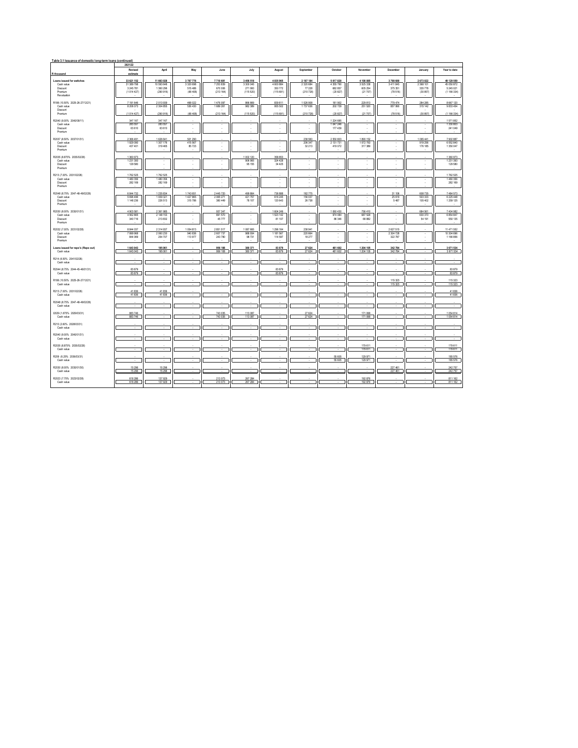**Table 3.1 Issuance of domestic long-term loans (continued)**

| R thousand | 2021/22 Revised estimate | April | May | June | July | August | September | October | November | December | January | Year to date |
|---|---|---|---|---|---|---|---|---|---|---|---|---|
| **Loans issued for switches** | **33 621 152** | **11 663 028** | **3 787 776** | **7 710 681** | **3 456 518** | **4 835 965** | **2 187 194** | **5 017 820** | **4 106 885** | **3 788 680** | **2 673 022** | **49 129 559** |
| Cash value | 31 389 798 | 10 583 648 | 3 320 698 | 7 253 839 | 3 300 045 | 4 600 884 | 2 320 684 | 4 355 790 | 3 525 338 | 3 411 845 | 2 368 101 | 45 050 872 |
| Discount | 3 245 781 | 1 390 296 | 515 486 | 670 006 | 271 993 | 350 772 | 77 228 | 682 857 | 605 254 | 375 351 | 335 778 | 5 245 021 |
| Premium | (1 014 427) | (290 916) | (68 408) | (213 164) | (115 520) | (115 691) | (210 728) | (20 827) | (21 707) | (78 516) | (30 857) | (1 166 334) |
| Revaluation | - | - | - | - | - | - | - | - | - | - | - | - |
| R186 (10.50% 2025-26-27/12/21) | 7 191 646 | 2 013 939 | 468 022 | 1 476 097 | 866 869 | 839 811 | 1 526 908 | 181 902 | 229 813 | 779 474 | 284 285 | 8 667 120 |
| Cash value | 8 206 073 | 2 304 855 | 536 430 | 1 689 261 | 982 389 | 955 502 | 1 737 636 | 202 729 | 251 520 | 857 990 | 315 142 | 9 833 454 |
| Discount | - | - | - | - | - | - | - | - | - | - | - | - |
| Premium | (1 014 427) | (290 916) | (68 408) | (213 164) | (115 520) | (115 691) | (210 728) | (20 827) | (21 707) | (78 516) | (30 857) | (1 166 334) |
| R2040 (9.00% 2040/08/11) | 347 167 | 347 167 | - | - | - | - | - | 1 224 685 | - | - | - | 1 571 852 |
| Cash value | 283 557 | 283 557 | - | - | - | - | - | 1 047 246 | - | - | - | 1 330 803 |
| Discount | 63 610 | 63 610 | - | - | - | - | - | 177 439 | - | - | - | 241 049 |
| Premium | - | - | - | - | - | - | - | - | - | - | - | - |
| R2037 (8.50% 2037/01/31) | 2 366 491 | 1 626 641 | 501 290 | - | - | - | 238 560 | 2 550 803 | 1 890 152 | - | 1 095 441 | 7 902 887 |
| Cash value | 1 929 090 | 1 307 176 | 415 567 | - | - | - | 206 347 | 2 131 731 | 1 572 763 | - | 919 256 | 6 552 840 |
| Discount | 437 401 | 319 465 | 85 723 | - | - | - | 32 213 | 419 072 | 317 389 | - | 176 185 | 1 350 047 |
| Premium | - | - | - | - | - | - | - | - | - | - | - | - |
| R2035 (8.875% 2035/02/28) | 1 360 973 | - | - | - | 1 002 120 | 358 853 | - | - | - | - | - | 1 360 973 |
| Cash value | 1 231 393 | - | - | - | 906 965 | 324 428 | - | - | - | - | - | 1 231 393 |
| Discount | 129 580 | - | - | - | 95 155 | 34 425 | - | - | - | - | - | 129 580 |
| Premium | - | - | - | - | - | - | - | - | - | - | - | - |
| R213 (7.00% 2031/02/28) | 1 762 525 | 1 762 525 | - | - | - | - | - | - | - | - | - | 1 762 525 |
| Cash value | 1 480 356 | 1 480 356 | - | - | - | - | - | - | - | - | - | 1 480 356 |
| Discount | 282 169 | 282 169 | - | - | - | - | - | - | - | - | - | 282 169 |
| Premium | - | - | - | - | - | - | - | - | - | - | - | - |
| R2048 (8.75% 2047-48-49/02/28) | 6 844 732 | 1 235 834 | 1 743 651 | 2 445 720 | 499 864 | 736 888 | 182 775 | - | - | 31 106 | 608 735 | 7 484 573 |
| Cash value | 5 696 496 | 1 009 321 | 1 427 865 | 2 065 271 | 421 757 | 616 245 | 156 037 | - | - | 25 619 | 503 333 | 6 225 448 |
| Discount | 1 148 236 | 226 513 | 315 786 | 380 449 | 78 107 | 120 643 | 26 738 | - | - | 5 487 | 105 402 | 1 259 125 |
| Premium | - | - | - | - | - | - | - | - | - | - | - | - |
| R2030 (8.00% 2030/01/31) | 4 903 581 | 2 361 985 | - | 937 347 | - | 1 604 249 | - | 1 060 430 | 756 410 | - | 684 561 | 7 404 982 |
| Cash value | 4 562 865 | 2 148 153 | - | 891 570 | - | 1 523 142 | - | 974 084 | 687 528 | - | 630 370 | 6 854 847 |
| Discount | 340 716 | 213 832 | - | 45 777 | - | 81 107 | - | 86 346 | 68 882 | - | 54 191 | 550 135 |
| Premium | - | - | - | - | - | - | - | - | - | - | - | - |
| R2032 (7.00% 2031/02/28) | 8 844 037 | 2 314 937 | 1 054 813 | 2 851 517 | 1 087 665 | 1 296 164 | 238 941 | - | - | 2 627 515 | - | 11 471 552 |
| Cash value | 7 999 968 | 2 060 230 | 940 836 | 2 607 737 | 988 934 | 1 181 567 | 220 664 | - | - | 2 304 728 | - | 10 304 696 |
| Discount | 844 069 | 254 707 | 113 977 | 243 780 | 98 731 | 114 597 | 18 277 | - | - | 322 787 | - | 1 166 856 |
| Premium | - | - | - | - | - | - | - | - | - | - | - | - |
| **Loans issued for repo's (Repo out)** | **1 643 043** | **195 061** | **-** | **956 108** | **380 371** | **83 879** | **27 624** | **481 602** | **1 204 105** | **342 784** | **-** | **3 671 534** |
| Cash value | 1 643 043 | 195 061 | - | 956 108 | 380 371 | 83 879 | 27 624 | 481 602 | 1 204 105 | 342 784 | - | 3 671 534 |
| R214 (6.50% 2041/02/28) | - | - | - | - | - | - | - | - | - | - | - | - |
| Cash value | - | - | - | - | - | - | - | - | - | - | - | - |
| R2044 (8.75% 2044-45-46/01/31) | 83 879 | - | - | - | - | 83 879 | - | - | - | - | - | 83 879 |
| Cash value | 83 879 | - | - | - | - | 83 879 | - | - | - | - | - | 83 879 |
| R186 (10.50% 2025-26-27/12/21) | - | - | - | - | - | - | - | - | - | 115 323 | - | 115 323 |
| Cash value | - | - | - | - | - | - | - | - | - | 115 323 | - | 115 323 |
| R213 (7.00% 2031/02/28) | 41 836 | 41 836 | - | - | - | - | - | - | - | - | - | 41 836 |
| Cash value | 41 836 | 41 836 | - | - | - | - | - | - | - | - | - | 41 836 |
| R2048 (8.75% 2047-48-49/02/28) | - | - | - | - | - | - | - | - | - | - | - | - |
| Cash value | - | - | - | - | - | - | - | - | - | - | - | - |
| I2029 (1.875% 2029/03/31) | 883 746 | - | - | 743 035 | 113 087 | - | 27 624 | - | 171 068 | - | - | 1 054 814 |
| Cash value | 883 746 | - | - | 743 035 | 113 087 | - | 27 624 | - | 171 068 | - | - | 1 054 814 |
| R210 (2.60% 2028/03/31) | - | - | - | - | - | - | - | - | - | - | - | - |
| Cash value | - | - | - | - | - | - | - | - | - | - | - | - |
| R2040 (9.00% 2040/01/31) | - | - | - | - | - | - | - | - | - | - | - | - |
| Cash value | - | - | - | - | - | - | - | - | - | - | - | - |
| R2035 (8.875% 2035/02/28) | - | - | - | - | - | - | - | - | 179 611 | - | - | 179 611 |
| Cash value | - | - | - | - | - | - | - | - | 179 611 | - | - | 179 611 |
| R209 (6.25% 2036/03/31) | - | - | - | - | - | - | - | 55 605 | 129 971 | - | - | 185 576 |
| Cash value | - | - | - | - | - | - | - | 55 605 | 129 971 | - | - | 185 576 |
| R2030 (8.00% 2030/01/30) | 15 296 | 15 296 | - | - | - | - | - | - | - | 227 461 | - | 242 757 |
| Cash value | 15 296 | 15 296 | - | - | - | - | - | - | - | 227 461 | - | 242 757 |
| R2023 (7.75% 2023/02/28) | 618 286 | 137 929 | - | 213 073 | 267 284 | - | - | - | 192 876 | - | - | 811 162 |
| Cash value | 618 286 | 137 929 | - | 213 073 | 267 284 | - | - | - | 192 876 | - | - | 811 162 |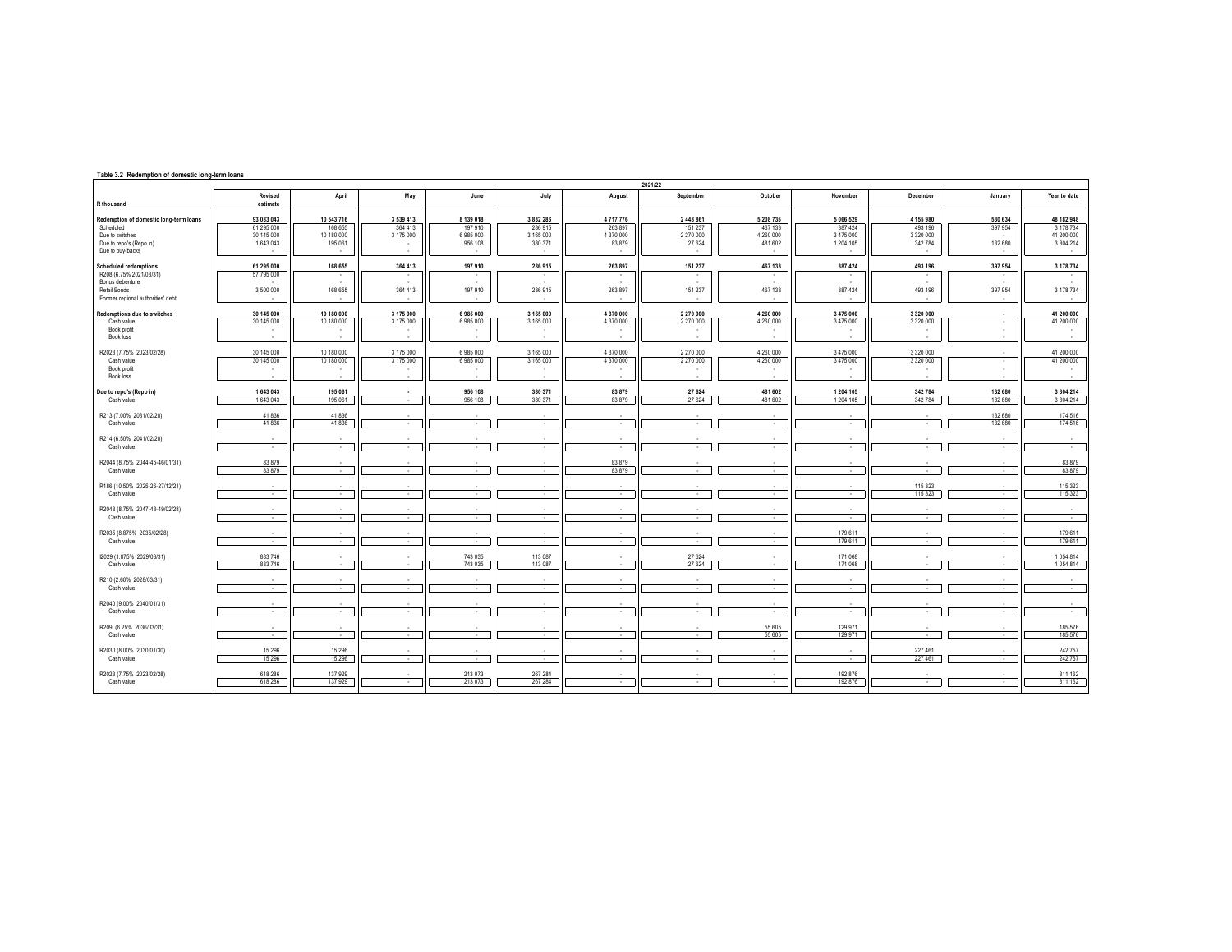**Table 3.2 Redemption of domestic long-term loans**

| R thousand | Revised estimate | April | May | June | July | August | September | October | November | December | January | Year to date |
|---|---|---|---|---|---|---|---|---|---|---|---|---|
| | 2021/22 | | | | | | | | | | | |
| **Redemption of domestic long-term loans** | **93 083 043** | **10 543 716** | **3 539 413** | **8 139 018** | **3 832 286** | **4 717 776** | **2 448 861** | **5 208 735** | **5 066 529** | **4 155 980** | **530 634** | **48 182 948** |
| Scheduled | 61 295 000 | 168 655 | 364 413 | 197 910 | 286 915 | 263 897 | 151 237 | 467 133 | 387 424 | 493 196 | 397 954 | 3 178 734 |
| Due to switches | 30 145 000 | 10 180 000 | 3 175 000 | 6 985 000 | 3 165 000 | 4 370 000 | 2 270 000 | 4 260 000 | 3 475 000 | 3 320 000 | - | 41 200 000 |
| Due to repo's (Repo in) | 1 643 043 | 195 061 | - | 956 108 | 380 371 | 83 879 | 27 624 | 481 602 | 1 204 105 | 342 784 | 132 680 | 3 804 214 |
| Due to buy-backs | - | - | - | - | - | - | - | - | - | - | - | - |
| **Scheduled redemptions** | **61 295 000** | **168 655** | **364 413** | **197 910** | **286 915** | **263 897** | **151 237** | **467 133** | **387 424** | **493 196** | **397 954** | **3 178 734** |
| R208 (6.75% 2021/03/31) | 57 795 000 | - | - | - | - | - | - | - | - | - | - | - |
| Bonus debenture | - | - | - | - | - | - | - | - | - | - | - | - |
| Retail Bonds | 3 500 000 | 168 655 | 364 413 | 197 910 | 286 915 | 263 897 | 151 237 | 467 133 | 387 424 | 493 196 | 397 954 | 3 178 734 |
| Former regional authorities' debt | - | - | - | - | - | - | - | - | - | - | - | - |
| **Redemptions due to switches** | **30 145 000** | **10 180 000** | **3 175 000** | **6 985 000** | **3 165 000** | **4 370 000** | **2 270 000** | **4 260 000** | **3 475 000** | **3 320 000** | **-** | **41 200 000** |
| Cash value | 30 145 000 | 10 180 000 | 3 175 000 | 6 985 000 | 3 165 000 | 4 370 000 | 2 270 000 | 4 260 000 | 3 475 000 | 3 320 000 | - | 41 200 000 |
| Book profit | - | - | - | - | - | - | - | - | - | - | - | - |
| Book loss | - | - | - | - | - | - | - | - | - | - | - | - |
| R2023 (7.75% 2023/02/28) | 30 145 000 | 10 180 000 | 3 175 000 | 6 985 000 | 3 165 000 | 4 370 000 | 2 270 000 | 4 260 000 | 3 475 000 | 3 320 000 | - | 41 200 000 |
| Cash value | 30 145 000 | 10 180 000 | 3 175 000 | 6 985 000 | 3 165 000 | 4 370 000 | 2 270 000 | 4 260 000 | 3 475 000 | 3 320 000 | - | 41 200 000 |
| Book profit | - | - | - | - | - | - | - | - | - | - | - | - |
| Book loss | - | - | - | - | - | - | - | - | - | - | - | - |
| **Due to repo's (Repo in)** | **1 643 043** | **195 061** | **-** | **956 108** | **380 371** | **83 879** | **27 624** | **481 602** | **1 204 105** | **342 784** | **132 680** | **3 804 214** |
| Cash value | 1 643 043 | 195 061 | - | 956 108 | 380 371 | 83 879 | 27 624 | 481 602 | 1 204 105 | 342 784 | 132 680 | 3 804 214 |
| R213 (7.00% 2031/02/28) | 41 836 | 41 836 | - | - | - | - | - | - | - | - | 132 680 | 174 516 |
| Cash value | 41 836 | 41 836 | - | - | - | - | - | - | - | - | 132 680 | 174 516 |
| R214 (6.50% 2041/02/28) | - | - | - | - | - | - | - | - | - | - | - | - |
| Cash value | - | - | - | - | - | - | - | - | - | - | - | - |
| R2044 (8.75% 2044-45-46/01/31) | 83 879 | - | - | - | - | 83 879 | - | - | - | - | - | 83 879 |
| Cash value | 83 879 | - | - | - | - | 83 879 | - | - | - | - | - | 83 879 |
| R186 (10.50% 2025-26-27/12/21) | - | - | - | - | - | - | - | - | - | 115 323 | - | 115 323 |
| Cash value | - | - | - | - | - | - | - | - | - | 115 323 | - | 115 323 |
| R2048 (8.75% 2047-48-49/02/28) | - | - | - | - | - | - | - | - | - | - | - | - |
| Cash value | - | - | - | - | - | - | - | - | - | - | - | - |
| R2035 (8.875% 2035/02/28) | - | - | - | - | - | - | - | - | 179 611 | - | - | 179 611 |
| Cash value | - | - | - | - | - | - | - | - | 179 611 | - | - | 179 611 |
| I2029 (1.875% 2029/03/31) | 883 746 | - | - | 743 035 | 113 087 | - | 27 624 | - | 171 068 | - | - | 1 054 814 |
| Cash value | 883 746 | - | - | 743 035 | 113 087 | - | 27 624 | - | 171 068 | - | - | 1 054 814 |
| R210 (2.60% 2028/03/31) | - | - | - | - | - | - | - | - | - | - | - | - |
| Cash value | - | - | - | - | - | - | - | - | - | - | - | - |
| R2040 (9.00% 2040/01/31) | - | - | - | - | - | - | - | - | - | - | - | - |
| Cash value | - | - | - | - | - | - | - | - | - | - | - | - |
| R209 (6.25% 2036/03/31) | - | - | - | - | - | - | - | 55 605 | 129 971 | - | - | 185 576 |
| Cash value | - | - | - | - | - | - | - | 55 605 | 129 971 | - | - | 185 576 |
| R2030 (8.00% 2030/01/30) | 15 296 | 15 296 | - | - | - | - | - | - | - | 227 461 | - | 242 757 |
| Cash value | 15 296 | 15 296 | - | - | - | - | - | - | - | 227 461 | - | 242 757 |
| R2023 (7.75% 2023/02/28) | 618 286 | 137 929 | - | 213 073 | 267 284 | - | - | - | 192 876 | - | - | 811 162 |
| Cash value | 618 286 | 137 929 | - | 213 073 | 267 284 | - | - | - | 192 876 | - | - | 811 162 |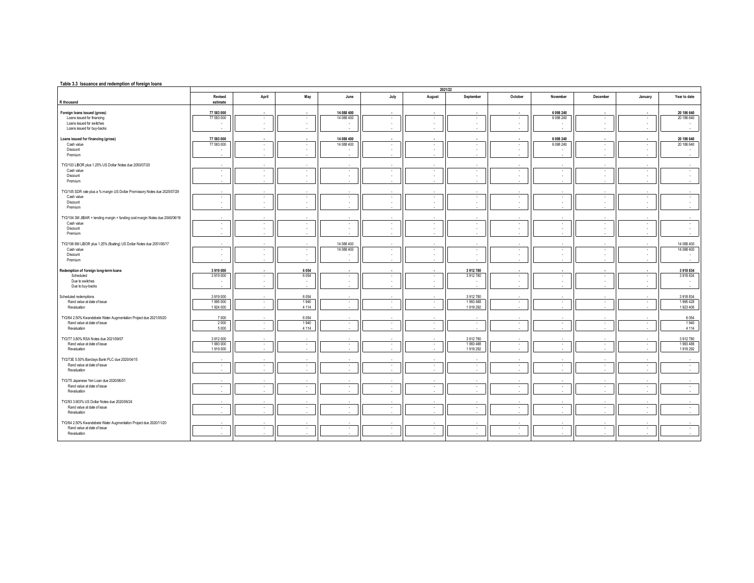**Table 3.3 Issuance and redemption of foreign loans**

| R thousand | Revised estimate | April | May | June | July | August | September | October | November | December | January | Year to date |
|---|---|---|---|---|---|---|---|---|---|---|---|---|
| | 2021/22 | | | | | | | | | | | |
| **Foreign loans issued (gross)** | **77 583 000** | **-** | **-** | **14 088 400** | **-** | **-** | **-** | **-** | **6 098 240** | **-** | **-** | **20 186 640** |
| Loans issued for financing | 77 583 000 | - | - | 14 088 400 | - | - | - | - | 6 098 240 | - | - | 20 186 640 |
| Loans issued for switches | - | - | - | - | - | - | - | - | - | - | - | - |
| Loans issued for buy-backs | - | - | - | - | - | - | - | - | - | - | - | - |
| **Loans issued for financing (gross)** | **77 583 000** | **-** | **-** | **14 088 400** | **-** | **-** | **-** | **-** | **6 098 240** | **-** | **-** | **20 186 640** |
| Cash value | 77 583 000 | - | - | 14 088 400 | - | - | - | - | 6 098 240 | - | - | 20 186 640 |
| Discount | - | - | - | - | - | - | - | - | - | - | - | - |
| Premium | - | - | - | - | - | - | - | - | - | - | - | - |
| TY2/103 LIBOR plus 1.25% US Dollar Notes due 2050/07/20 | - | - | - | - | - | - | - | - | - | - | - | - |
| Cash value | - | - | - | - | - | - | - | - | - | - | - | - |
| Discount | - | - | - | - | - | - | - | - | - | - | - | - |
| Premium | - | - | - | - | - | - | - | - | - | - | - | - |
| TY2/105 SDR rate plus a % margin US Dollar Promissory Notes due 2025/07/29 | - | - | - | - | - | - | - | - | - | - | - | - |
| Cash value | - | - | - | - | - | - | - | - | - | - | - | - |
| Discount | - | - | - | - | - | - | - | - | - | - | - | - |
| Premium | - | - | - | - | - | - | - | - | - | - | - | - |
| TY2/104 3M JIBAR + lending margin + funding cost margin Notes due 2040/06/16 | - | - | - | - | - | - | - | - | - | - | - | - |
| Cash value | - | - | - | - | - | - | - | - | - | - | - | - |
| Discount | - | - | - | - | - | - | - | - | - | - | - | - |
| Premium | - | - | - | - | - | - | - | - | - | - | - | - |
| TY2/106 6M LIBOR plus 1.25% (floating) US Dollar Notes due 2051/06/17 | - | - | - | 14 088 400 | - | - | - | - | - | - | - | 14 088 400 |
| Cash value | - | - | - | 14 088 400 | - | - | - | - | - | - | - | 14 088 400 |
| Discount | - | - | - | - | - | - | - | - | - | - | - | - |
| Premium | - | - | - | - | - | - | - | - | - | - | - | - |
| **Redemption of foreign long-term loans** | **3 919 000** | **-** | **6 054** | **-** | **-** | **-** | **3 912 780** | **-** | **-** | **-** | **-** | **3 918 834** |
| Scheduled | 3 919 000 | - | 6 054 | - | - | - | 3 912 780 | - | - | - | - | 3 918 834 |
| Due to switches | - | - | - | - | - | - | - | - | - | - | - | - |
| Due to buy-backs | - | - | - | - | - | - | - | - | - | - | - | - |
| Scheduled redemptions | 3 919 000 | - | 6 054 | - | - | - | 3 912 780 | - | - | - | - | 3 918 834 |
| Rand value at date of issue | 1 995 000 | - | 1 940 | - | - | - | 1 993 488 | - | - | - | - | 1 995 428 |
| Revaluation | 1 924 000 | - | 4 114 | - | - | - | 1 919 292 | - | - | - | - | 1 923 406 |
| TY2/64 2.50% Kwandebele Water Augmentation Project due 2021/05/20 | 7 000 | - | 6 054 | - | - | - | - | - | - | - | - | 6 054 |
| Rand value at date of issue | 2 000 | - | 1 940 | - | - | - | - | - | - | - | - | 1 940 |
| Revaluation | 5 000 | - | 4 114 | - | - | - | - | - | - | - | - | 4 114 |
| TY2/77 3.80% RSA Notes due 2021/09/07 | 3 912 000 | - | - | - | - | - | 3 912 780 | - | - | - | - | 3 912 780 |
| Rand value at date of issue | 1 993 000 | - | - | - | - | - | 1 993 488 | - | - | - | - | 1 993 488 |
| Revaluation | 1 919 000 | - | - | - | - | - | 1 919 292 | - | - | - | - | 1 919 292 |
| TY2/73E 5.50% Barclays Bank PLC due 2020/04/15 | - | - | - | - | - | - | - | - | - | - | - | - |
| Rand value at date of issue | - | - | - | - | - | - | - | - | - | - | - | - |
| Revaluation | - | - | - | - | - | - | - | - | - | - | - | - |
| TY2/75 Japanese Yen Loan due 2020/06/01 | - | - | - | - | - | - | - | - | - | - | - | - |
| Rand value at date of issue | - | - | - | - | - | - | - | - | - | - | - | - |
| Revaluation | - | - | - | - | - | - | - | - | - | - | - | - |
| TY2/93 3.903% US Dollar Notes due 2020/06/24 | - | - | - | - | - | - | - | - | - | - | - | - |
| Rand value at date of issue | - | - | - | - | - | - | - | - | - | - | - | - |
| Revaluation | - | - | - | - | - | - | - | - | - | - | - | - |
| TY2/64 2.50% Kwandebele Water Augmentation Project due 2020/11/20 | - | - | - | - | - | - | - | - | - | - | - | - |
| Rand value at date of issue | - | - | - | - | - | - | - | - | - | - | - | - |
| Revaluation | - | - | - | - | - | - | - | - | - | - | - | - |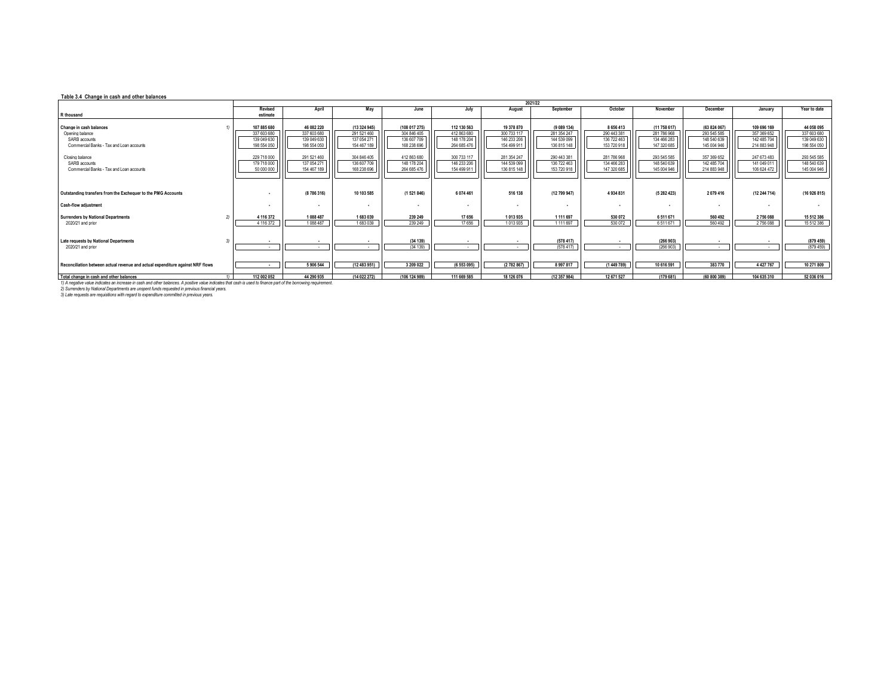**Table 3.4 Change in cash and other balances**

| R thousand | | 2021/22 | | | | | | | | | | | |
|---|---|---|---|---|---|---|---|---|---|---|---|---|---|
| | | Revised estimate | April | May | June | July | August | September | October | November | December | January | Year to date |
| **Change in cash balances** | 1) | **107 885 680** | **46 082 220** | **(13 324 945)** | **(108 017 275)** | **112 130 563** | **19 378 870** | **(9 089 134)** | **8 656 413** | **(11 758 617)** | **(63 824 067)** | **109 696 169** | **44 058 095** |
| Opening balance | | 337 603 680 | 337 603 680 | 291 521 460 | 304 846 405 | 412 863 680 | 300 733 117 | 281 354 247 | 290 443 381 | 281 786 968 | 293 545 585 | 357 369 652 | 337 603 680 |
| SARB accounts | | 139 049 630 | 139 049 630 | 137 054 271 | 136 607 709 | 148 178 204 | 146 233 206 | 144 539 099 | 136 722 463 | 134 466 283 | 148 540 639 | 142 485 704 | 139 049 630 |
| Commercial Banks - Tax and Loan accounts | | 198 554 050 | 198 554 050 | 154 467 189 | 168 238 696 | 264 685 476 | 154 499 911 | 136 815 148 | 153 720 918 | 147 320 685 | 145 004 946 | 214 883 948 | 198 554 050 |
| Closing balance | | 229 718 000 | 291 521 460 | 304 846 405 | 412 863 680 | 300 733 117 | 281 354 247 | 290 443 381 | 281 786 968 | 293 545 585 | 357 369 652 | 247 673 483 | 293 545 585 |
| SARB accounts | | 179 718 000 | 137 054 271 | 136 607 709 | 148 178 204 | 146 233 206 | 144 539 099 | 136 722 463 | 134 466 283 | 148 540 639 | 142 485 704 | 141 049 011 | 148 540 639 |
| Commercial Banks - Tax and Loan accounts | | 50 000 000 | 154 467 189 | 168 238 696 | 264 685 476 | 154 499 911 | 136 815 148 | 153 720 918 | 147 320 685 | 145 004 946 | 214 883 948 | 106 624 472 | 145 004 946 |
| **Outstanding transfers from the Exchequer to the PMG Accounts** | | **-** | **(8 786 316)** | **10 103 585** | **(1 521 846)** | **6 074 461** | **516 138** | **(12 799 947)** | **4 934 831** | **(5 282 423)** | **2 079 416** | **(12 244 714)** | **(16 926 815)** |
| **Cash-flow adjustment** | | **-** | **-** | **-** | **-** | **-** | **-** | **-** | **-** | **-** | **-** | **-** | **-** |
| **Surrenders by National Departments** | 2) | **4 116 372** | **1 088 487** | **1 683 039** | **239 249** | **17 656** | **1 013 935** | **1 111 697** | **530 072** | **6 511 671** | **560 492** | **2 756 088** | **15 512 386** |
| 2020/21 and prior | | 4 116 372 | 1 088 487 | 1 683 039 | 239 249 | 17 656 | 1 013 935 | 1 111 697 | 530 072 | 6 511 671 | 560 492 | 2 756 088 | 15 512 386 |
| **Late requests by National Departments** | 3) | **-** | **-** | **-** | **(34 139)** | **-** | **-** | **(578 417)** | **-** | **(266 903)** | **-** | **-** | **(879 459)** |
| 2020/21 and prior | | - | - | - | (34 139) | - | - | (578 417) | - | (266 903) | - | - | (879 459) |
| **Reconciliation between actual revenue and actual expenditure against NRF flows** | | **-** | **5 906 544** | **(12 483 951)** | **3 209 022** | **(6 553 095)** | **(2 782 867)** | **8 997 817** | **(1 449 789)** | **10 616 591** | **383 770** | **4 427 767** | **10 271 809** |
| **Total change in cash and other balances** | 1) | **112 002 052** | **44 290 935** | **(14 022 272)** | **(106 124 989)** | **111 669 585** | **18 126 076** | **(12 357 984)** | **12 671 527** | **(179 681)** | **(60 800 389)** | **104 635 310** | **52 036 016** |

*1) A negative value indicates an increase in cash and other balances. A positive value indicates that cash is used to finance part of the borrowing requirement.*
*2) Surrenders by National Departments are unspent funds requested in previous financial years.*
*3) Late requests are requisitions with regard to expenditure committed in previous years.*